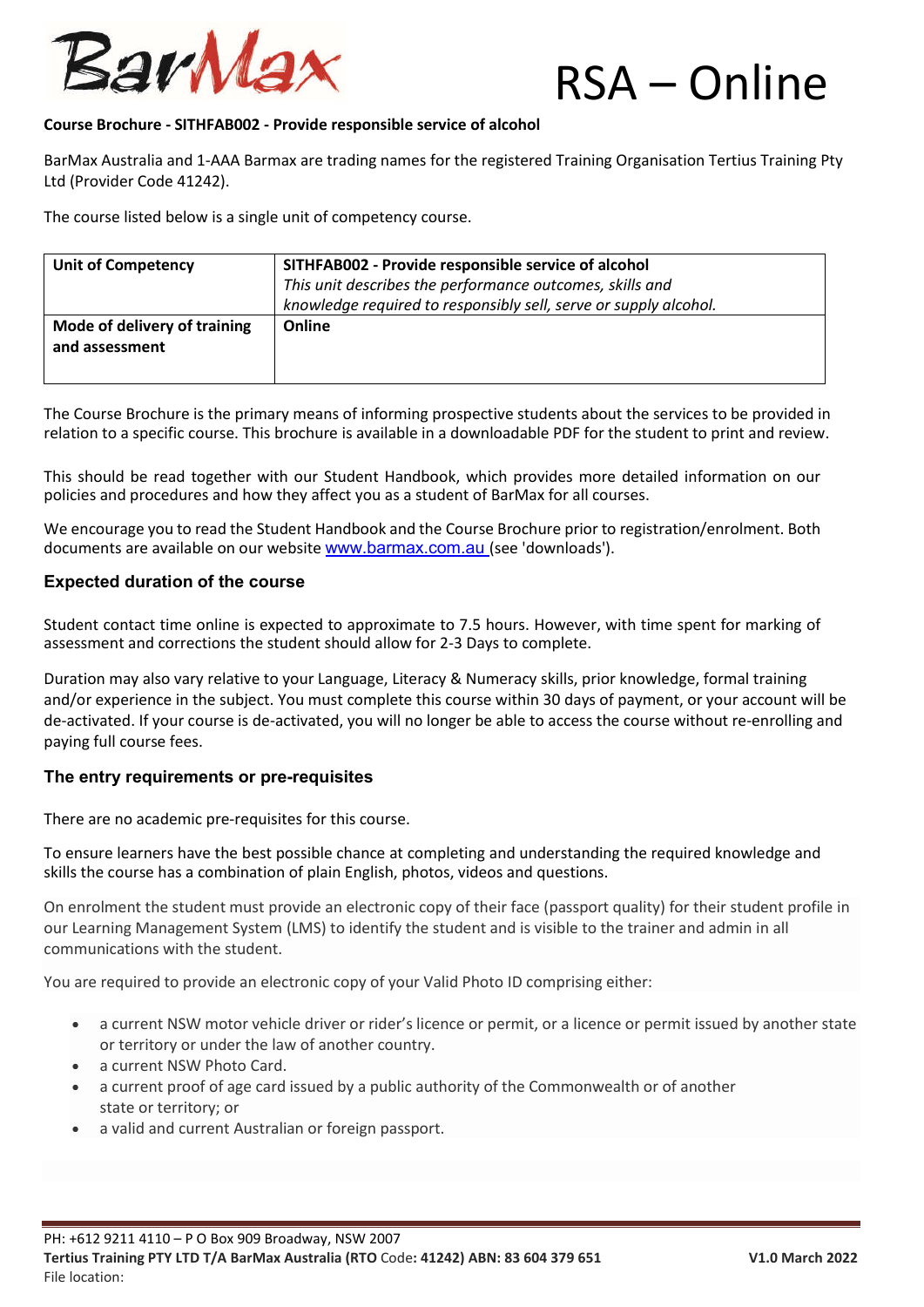# BarMax RSA – Online

**Course Brochure - SITHFAB002 - Provide responsible service of alcohol**

BarMax Australia and 1-AAA Barmax are trading names for the registered Training Organisation Tertius Training Pty Ltd (Provider Code 41242).

The course listed below is a single unit of competency course.

| **Unit of Competency** | **SITHFAB002 - Provide responsible service of alcohol**<br>*This unit describes the performance outcomes, skills and knowledge required to responsibly sell, serve or supply alcohol.* |
|---|---|
| **Mode of delivery of training and assessment** | **Online** |

The Course Brochure is the primary means of informing prospective students about the services to be provided in relation to a specific course. This brochure is available in a downloadable PDF for the student to print and review.

This should be read together with our Student Handbook, which provides more detailed information on our policies and procedures and how they affect you as a student of BarMax for all courses.

We encourage you to read the Student Handbook and the Course Brochure prior to registration/enrolment. Both documents are available on our website www.barmax.com.au (see 'downloads').

## Expected duration of the course

Student contact time online is expected to approximate to 7.5 hours. However, with time spent for marking of assessment and corrections the student should allow for 2-3 Days to complete.

Duration may also vary relative to your Language, Literacy & Numeracy skills, prior knowledge, formal training and/or experience in the subject. You must complete this course within 30 days of payment, or your account will be de-activated. If your course is de-activated, you will no longer be able to access the course without re-enrolling and paying full course fees.

## The entry requirements or pre-requisites

There are no academic pre-requisites for this course.

To ensure learners have the best possible chance at completing and understanding the required knowledge and skills the course has a combination of plain English, photos, videos and questions.

On enrolment the student must provide an electronic copy of their face (passport quality) for their student profile in our Learning Management System (LMS) to identify the student and is visible to the trainer and admin in all communications with the student.

You are required to provide an electronic copy of your Valid Photo ID comprising either:

- a current NSW motor vehicle driver or rider's licence or permit, or a licence or permit issued by another state or territory or under the law of another country.
- a current NSW Photo Card.
- a current proof of age card issued by a public authority of the Commonwealth or of another state or territory; or
- a valid and current Australian or foreign passport.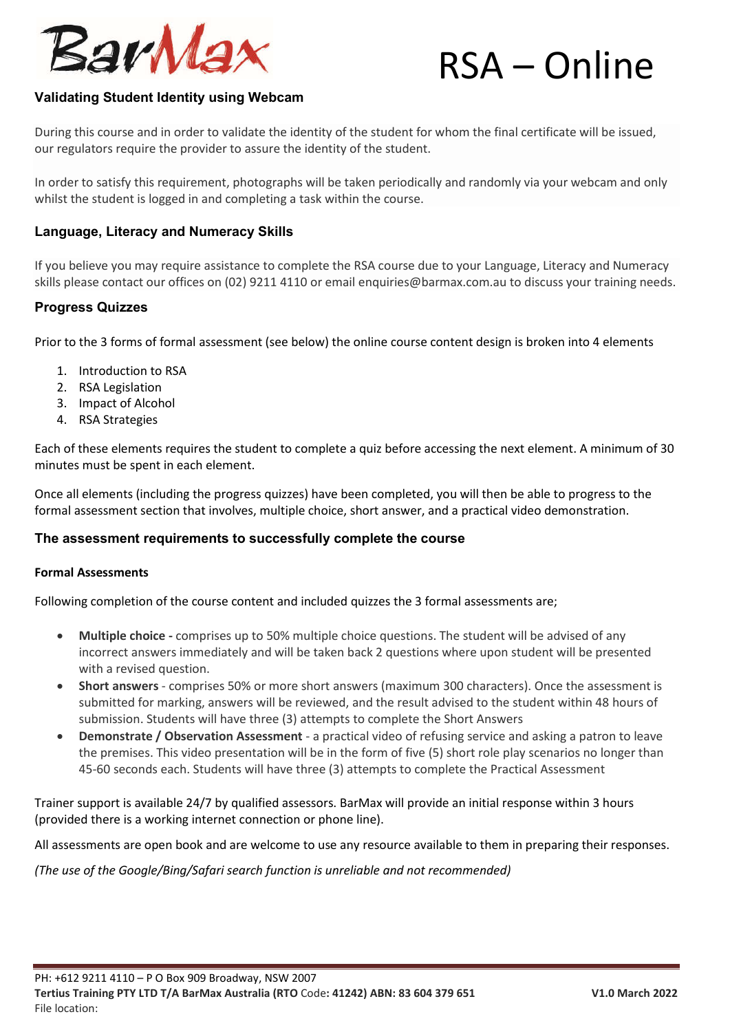# RSA – Online

### Validating Student Identity using Webcam

During this course and in order to validate the identity of the student for whom the final certificate will be issued, our regulators require the provider to assure the identity of the student.

In order to satisfy this requirement, photographs will be taken periodically and randomly via your webcam and only whilst the student is logged in and completing a task within the course.

### Language, Literacy and Numeracy Skills

If you believe you may require assistance to complete the RSA course due to your Language, Literacy and Numeracy skills please contact our offices on (02) 9211 4110 or email enquiries@barmax.com.au to discuss your training needs.

### Progress Quizzes

Prior to the 3 forms of formal assessment (see below) the online course content design is broken into 4 elements

1. Introduction to RSA
2. RSA Legislation
3. Impact of Alcohol
4. RSA Strategies

Each of these elements requires the student to complete a quiz before accessing the next element. A minimum of 30 minutes must be spent in each element.

Once all elements (including the progress quizzes) have been completed, you will then be able to progress to the formal assessment section that involves, multiple choice, short answer, and a practical video demonstration.

### The assessment requirements to successfully complete the course

**Formal Assessments**

Following completion of the course content and included quizzes the 3 formal assessments are;

- **Multiple choice -** comprises up to 50% multiple choice questions. The student will be advised of any incorrect answers immediately and will be taken back 2 questions where upon student will be presented with a revised question.
- **Short answers** - comprises 50% or more short answers (maximum 300 characters). Once the assessment is submitted for marking, answers will be reviewed, and the result advised to the student within 48 hours of submission. Students will have three (3) attempts to complete the Short Answers
- **Demonstrate / Observation Assessment** - a practical video of refusing service and asking a patron to leave the premises. This video presentation will be in the form of five (5) short role play scenarios no longer than 45-60 seconds each. Students will have three (3) attempts to complete the Practical Assessment

Trainer support is available 24/7 by qualified assessors. BarMax will provide an initial response within 3 hours (provided there is a working internet connection or phone line).

All assessments are open book and are welcome to use any resource available to them in preparing their responses.

*(The use of the Google/Bing/Safari search function is unreliable and not recommended)*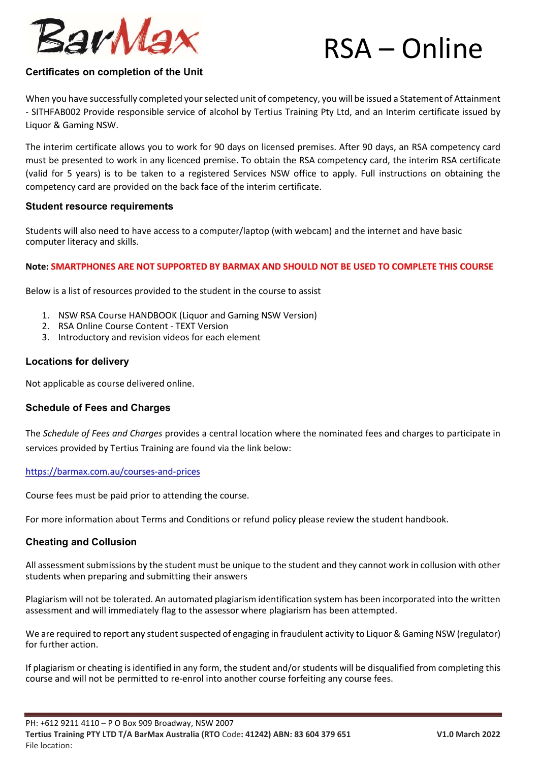# RSA – Online

### Certificates on completion of the Unit

When you have successfully completed your selected unit of competency, you will be issued a Statement of Attainment - SITHFAB002 Provide responsible service of alcohol by Tertius Training Pty Ltd, and an Interim certificate issued by Liquor & Gaming NSW.

The interim certificate allows you to work for 90 days on licensed premises. After 90 days, an RSA competency card must be presented to work in any licenced premise. To obtain the RSA competency card, the interim RSA certificate (valid for 5 years) is to be taken to a registered Services NSW office to apply. Full instructions on obtaining the competency card are provided on the back face of the interim certificate.

### Student resource requirements

Students will also need to have access to a computer/laptop (with webcam) and the internet and have basic computer literacy and skills.

**Note: SMARTPHONES ARE NOT SUPPORTED BY BARMAX AND SHOULD NOT BE USED TO COMPLETE THIS COURSE**

Below is a list of resources provided to the student in the course to assist

1. NSW RSA Course HANDBOOK (Liquor and Gaming NSW Version)
2. RSA Online Course Content - TEXT Version
3. Introductory and revision videos for each element

### Locations for delivery

Not applicable as course delivered online.

### Schedule of Fees and Charges

The *Schedule of Fees and Charges* provides a central location where the nominated fees and charges to participate in services provided by Tertius Training are found via the link below:

https://barmax.com.au/courses-and-prices

Course fees must be paid prior to attending the course.

For more information about Terms and Conditions or refund policy please review the student handbook.

### Cheating and Collusion

All assessment submissions by the student must be unique to the student and they cannot work in collusion with other students when preparing and submitting their answers

Plagiarism will not be tolerated. An automated plagiarism identification system has been incorporated into the written assessment and will immediately flag to the assessor where plagiarism has been attempted.

We are required to report any student suspected of engaging in fraudulent activity to Liquor & Gaming NSW (regulator) for further action.

If plagiarism or cheating is identified in any form, the student and/or students will be disqualified from completing this course and will not be permitted to re-enrol into another course forfeiting any course fees.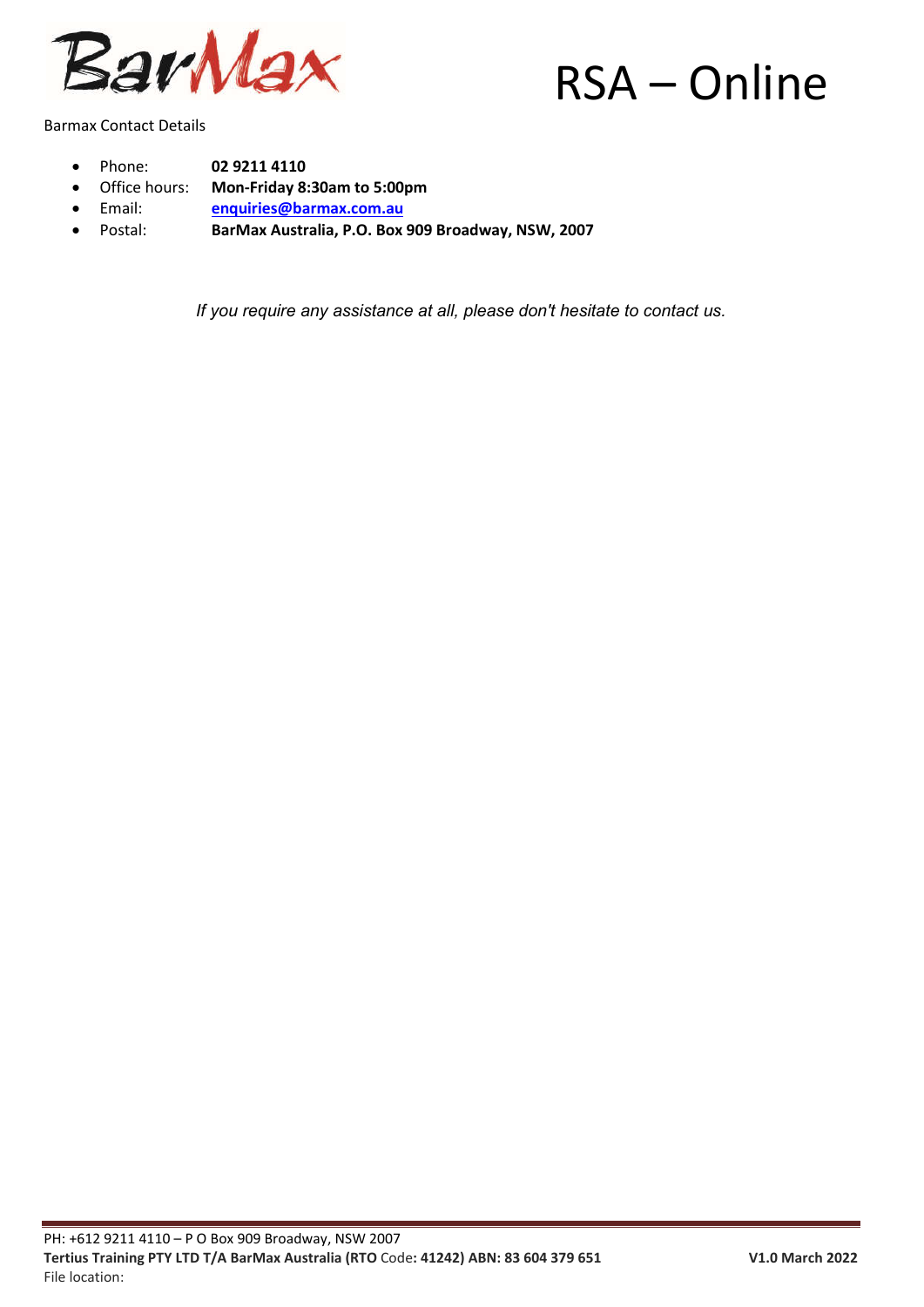# RSA – Online

Barmax Contact Details

- Phone: **02 9211 4110**
- Office hours: **Mon-Friday 8:30am to 5:00pm**
- Email: **enquiries@barmax.com.au**
- Postal: **BarMax Australia, P.O. Box 909 Broadway, NSW, 2007**

*If you require any assistance at all, please don't hesitate to contact us.*